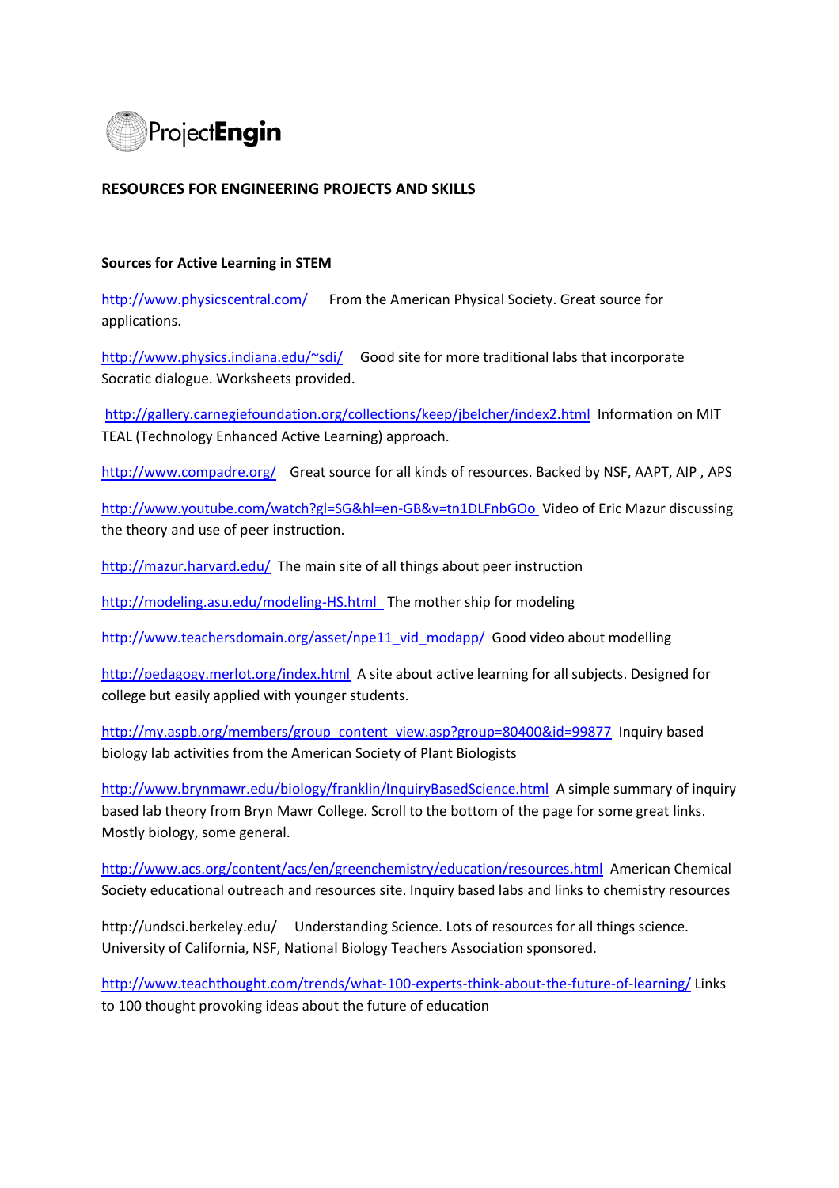ProjectEngin

## RESOURCES FOR ENGINEERING PROJECTS AND SKILLS

### Sources for Active Learning in STEM

http://www.physicscentral.com/ From the American Physical Society. Great source for applications.

http://www.physics.indiana.edu/~sdi/ Good site for more traditional labs that incorporate Socratic dialogue. Worksheets provided.

http://gallery.carnegiefoundation.org/collections/keep/jbelcher/index2.html Information on MIT TEAL (Technology Enhanced Active Learning) approach.

http://www.compadre.org/ Great source for all kinds of resources. Backed by NSF, AAPT, AIP , APS

http://www.youtube.com/watch?gl=SG&hl=en-GB&v=tn1DLFnbGOo Video of Eric Mazur discussing the theory and use of peer instruction.

http://mazur.harvard.edu/ The main site of all things about peer instruction

http://modeling.asu.edu/modeling-HS.html The mother ship for modeling

http://www.teachersdomain.org/asset/npe11_vid_modapp/ Good video about modelling

http://pedagogy.merlot.org/index.html A site about active learning for all subjects. Designed for college but easily applied with younger students.

http://my.aspb.org/members/group_content_view.asp?group=80400&id=99877 Inquiry based biology lab activities from the American Society of Plant Biologists

http://www.brynmawr.edu/biology/franklin/InquiryBasedScience.html A simple summary of inquiry based lab theory from Bryn Mawr College. Scroll to the bottom of the page for some great links. Mostly biology, some general.

http://www.acs.org/content/acs/en/greenchemistry/education/resources.html American Chemical Society educational outreach and resources site. Inquiry based labs and links to chemistry resources

http://undsci.berkeley.edu/ Understanding Science. Lots of resources for all things science. University of California, NSF, National Biology Teachers Association sponsored.

http://www.teachthought.com/trends/what-100-experts-think-about-the-future-of-learning/ Links to 100 thought provoking ideas about the future of education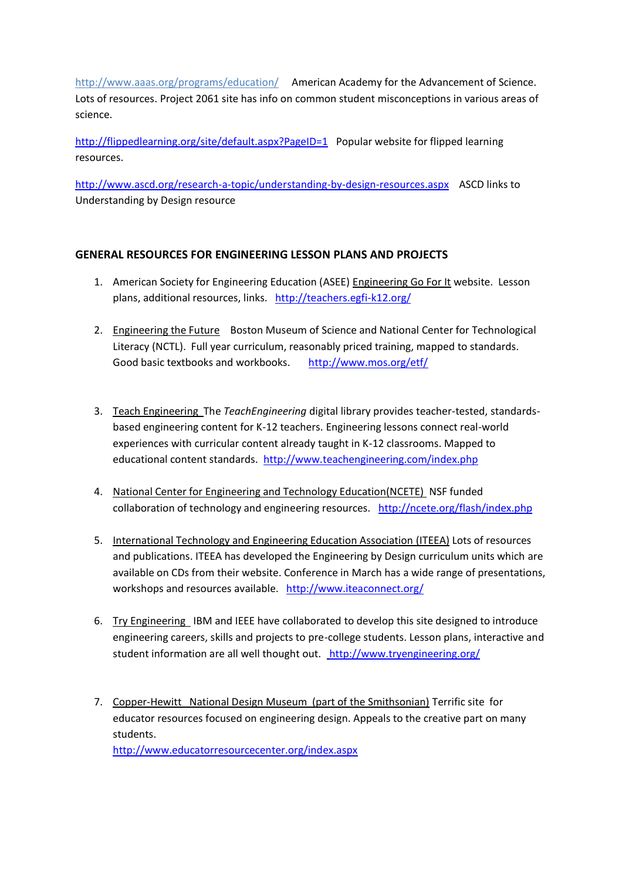http://www.aaas.org/programs/education/ American Academy for the Advancement of Science. Lots of resources. Project 2061 site has info on common student misconceptions in various areas of science.

http://flippedlearning.org/site/default.aspx?PageID=1 Popular website for flipped learning resources.

http://www.ascd.org/research-a-topic/understanding-by-design-resources.aspx ASCD links to Understanding by Design resource

## GENERAL RESOURCES FOR ENGINEERING LESSON PLANS AND PROJECTS

1. American Society for Engineering Education (ASEE) Engineering Go For It website. Lesson plans, additional resources, links. http://teachers.egfi-k12.org/

2. Engineering the Future Boston Museum of Science and National Center for Technological Literacy (NCTL). Full year curriculum, reasonably priced training, mapped to standards. Good basic textbooks and workbooks. http://www.mos.org/etf/

3. Teach Engineering The *TeachEngineering* digital library provides teacher-tested, standards-based engineering content for K-12 teachers. Engineering lessons connect real-world experiences with curricular content already taught in K-12 classrooms. Mapped to educational content standards. http://www.teachengineering.com/index.php

4. National Center for Engineering and Technology Education(NCETE) NSF funded collaboration of technology and engineering resources. http://ncete.org/flash/index.php

5. International Technology and Engineering Education Association (ITEEA) Lots of resources and publications. ITEEA has developed the Engineering by Design curriculum units which are available on CDs from their website. Conference in March has a wide range of presentations, workshops and resources available. http://www.iteaconnect.org/

6. Try Engineering IBM and IEEE have collaborated to develop this site designed to introduce engineering careers, skills and projects to pre-college students. Lesson plans, interactive and student information are all well thought out. http://www.tryengineering.org/

7. Copper-Hewitt National Design Museum (part of the Smithsonian) Terrific site for educator resources focused on engineering design. Appeals to the creative part on many students.
   http://www.educatorresourcecenter.org/index.aspx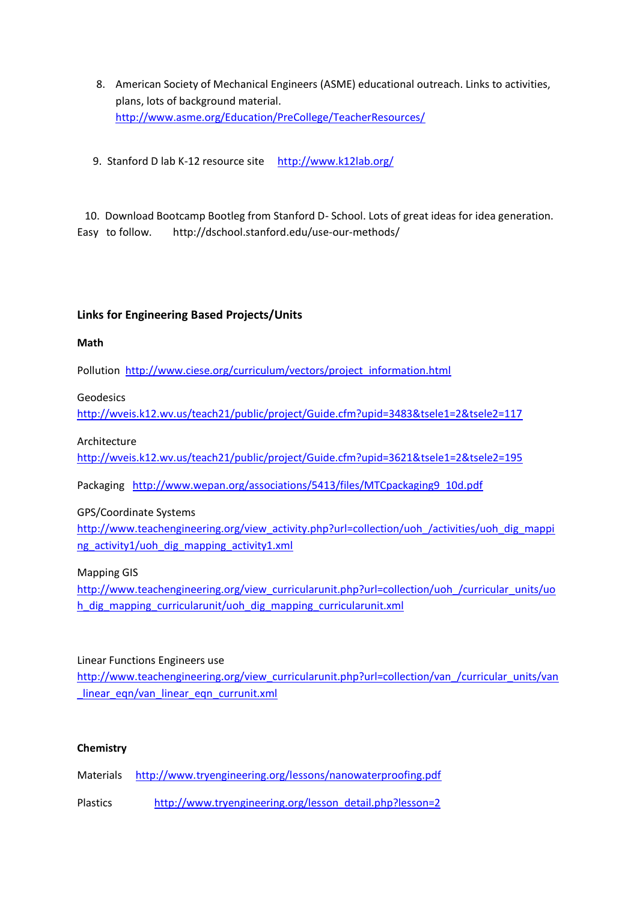8. American Society of Mechanical Engineers (ASME) educational outreach. Links to activities, plans, lots of background material. http://www.asme.org/Education/PreCollege/TeacherResources/

9. Stanford D lab K-12 resource site http://www.k12lab.org/

10. Download Bootcamp Bootleg from Stanford D- School. Lots of great ideas for idea generation. Easy to follow. http://dschool.stanford.edu/use-our-methods/

**Links for Engineering Based Projects/Units**

**Math**

Pollution http://www.ciese.org/curriculum/vectors/project_information.html

Geodesics
http://wveis.k12.wv.us/teach21/public/project/Guide.cfm?upid=3483&tsele1=2&tsele2=117

Architecture
http://wveis.k12.wv.us/teach21/public/project/Guide.cfm?upid=3621&tsele1=2&tsele2=195

Packaging http://www.wepan.org/associations/5413/files/MTCpackaging9_10d.pdf

GPS/Coordinate Systems
http://www.teachengineering.org/view_activity.php?url=collection/uoh_/activities/uoh_dig_mapping_activity1/uoh_dig_mapping_activity1.xml

Mapping GIS
http://www.teachengineering.org/view_curricularunit.php?url=collection/uoh_/curricular_units/uoh_dig_mapping_curricularunit/uoh_dig_mapping_curricularunit.xml

Linear Functions Engineers use
http://www.teachengineering.org/view_curricularunit.php?url=collection/van_/curricular_units/van_linear_eqn/van_linear_eqn_currunit.xml

**Chemistry**

Materials http://www.tryengineering.org/lessons/nanowaterproofing.pdf

Plastics http://www.tryengineering.org/lesson_detail.php?lesson=2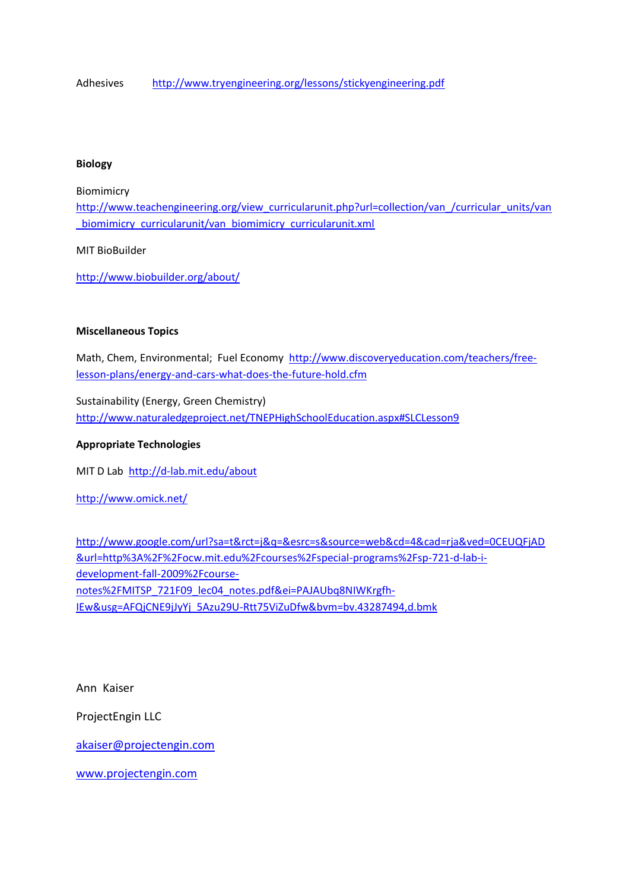Adhesives http://www.tryengineering.org/lessons/stickyengineering.pdf

**Biology**

Biomimicry
http://www.teachengineering.org/view_curricularunit.php?url=collection/van_/curricular_units/van_biomimicry_curricularunit/van_biomimicry_curricularunit.xml

MIT BioBuilder

http://www.biobuilder.org/about/

**Miscellaneous Topics**

Math, Chem, Environmental; Fuel Economy http://www.discoveryeducation.com/teachers/free-lesson-plans/energy-and-cars-what-does-the-future-hold.cfm

Sustainability (Energy, Green Chemistry)
http://www.naturaledgeproject.net/TNEPHighSchoolEducation.aspx#SLCLesson9

**Appropriate Technologies**

MIT D Lab http://d-lab.mit.edu/about

http://www.omick.net/

http://www.google.com/url?sa=t&rct=j&q=&esrc=s&source=web&cd=4&cad=rja&ved=0CEUQFjAD&url=http%3A%2F%2Focw.mit.edu%2Fcourses%2Fspecial-programs%2Fsp-721-d-lab-i-development-fall-2009%2Fcourse-notes%2FMITSP_721F09_lec04_notes.pdf&ei=PAJAUbq8NIWKrgfh-IEw&usg=AFQjCNE9jJyYj_5Azu29U-Rtt75ViZuDfw&bvm=bv.43287494,d.bmk

Ann Kaiser

ProjectEngin LLC

akaiser@projectengin.com

www.projectengin.com